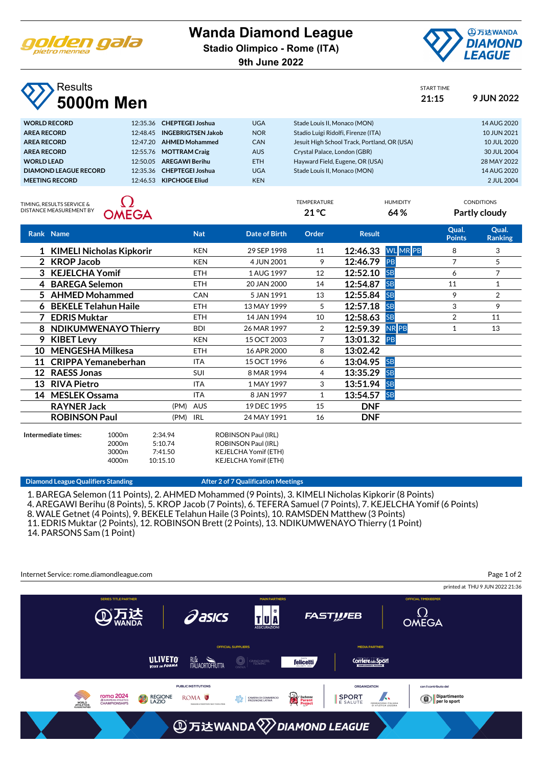# Wanda Diamond League

**Stadio Olimpico - Rome (ITA)**

**9th June 2022**

## Results

# 5000m Men

START TIME **21:15** **9 JUN 2022**

| | | | | | |
|---|---|---|---|---|---|
| **WORLD RECORD** | 12:35.36 | **CHEPTEGEI Joshua** | UGA | Stade Louis II, Monaco (MON) | 14 AUG 2020 |
| **AREA RECORD** | 12:48.45 | **INGEBRIGTSEN Jakob** | NOR | Stadio Luigi Ridolfi, Firenze (ITA) | 10 JUN 2021 |
| **AREA RECORD** | 12:47.20 | **AHMED Mohammed** | CAN | Jesuit High School Track, Portland, OR (USA) | 10 JUL 2020 |
| **AREA RECORD** | 12:55.76 | **MOTTRAM Craig** | AUS | Crystal Palace, London (GBR) | 30 JUL 2004 |
| **WORLD LEAD** | 12:50.05 | **AREGAWI Berihu** | ETH | Hayward Field, Eugene, OR (USA) | 28 MAY 2022 |
| **DIAMOND LEAGUE RECORD** | 12:35.36 | **CHEPTEGEI Joshua** | UGA | Stade Louis II, Monaco (MON) | 14 AUG 2020 |
| **MEETING RECORD** | 12:46.53 | **KIPCHOGE Eliud** | KEN | | 2 JUL 2004 |

TIMING, RESULTS SERVICE & DISTANCE MEASUREMENT BY OMEGA

TEMPERATURE **21 °C** HUMIDITY **64 %** CONDITIONS **Partly cloudy**

| Rank | Name | | Nat | Date of Birth | Order | Result | | Qual. Points | Qual. Ranking |
|---|---|---|---|---|---|---|---|---|---|
| 1 | **KIMELI Nicholas Kipkorir** | | KEN | 29 SEP 1998 | 11 | **12:46.33** | WL MR PB | 8 | 3 |
| 2 | **KROP Jacob** | | KEN | 4 JUN 2001 | 9 | **12:46.79** | PB | 7 | 5 |
| 3 | **KEJELCHA Yomif** | | ETH | 1 AUG 1997 | 12 | **12:52.10** | SB | 6 | 7 |
| 4 | **BAREGA Selemon** | | ETH | 20 JAN 2000 | 14 | **12:54.87** | SB | 11 | 1 |
| 5 | **AHMED Mohammed** | | CAN | 5 JAN 1991 | 13 | **12:55.84** | SB | 9 | 2 |
| 6 | **BEKELE Telahun Haile** | | ETH | 13 MAY 1999 | 5 | **12:57.18** | SB | 3 | 9 |
| 7 | **EDRIS Muktar** | | ETH | 14 JAN 1994 | 10 | **12:58.63** | SB | 2 | 11 |
| 8 | **NDIKUMWENAYO Thierry** | | BDI | 26 MAR 1997 | 2 | **12:59.39** | NR PB | 1 | 13 |
| 9 | **KIBET Levy** | | KEN | 15 OCT 2003 | 7 | **13:01.32** | PB | | |
| 10 | **MENGESHA Milkesa** | | ETH | 16 APR 2000 | 8 | **13:02.42** | | | |
| 11 | **CRIPPA Yemaneberhan** | | ITA | 15 OCT 1996 | 6 | **13:04.95** | SB | | |
| 12 | **RAESS Jonas** | | SUI | 8 MAR 1994 | 4 | **13:35.29** | SB | | |
| 13 | **RIVA Pietro** | | ITA | 1 MAY 1997 | 3 | **13:51.94** | SB | | |
| 14 | **MESLEK Ossama** | | ITA | 8 JAN 1997 | 1 | **13:54.57** | SB | | |
| | **RAYNER Jack** | (PM) | AUS | 19 DEC 1995 | 15 | **DNF** | | | |
| | **ROBINSON Paul** | (PM) | IRL | 24 MAY 1991 | 16 | **DNF** | | | |

**Intermediate times:**

| | | |
|---|---|---|
| 1000m | 2:34.94 | ROBINSON Paul (IRL) |
| 2000m | 5:10.74 | ROBINSON Paul (IRL) |
| 3000m | 7:41.50 | KEJELCHA Yomif (ETH) |
| 4000m | 10:15.10 | KEJELCHA Yomif (ETH) |

**Diamond League Qualifiers Standing** — **After 2 of 7 Qualification Meetings**

1. BAREGA Selemon (11 Points), 2. AHMED Mohammed (9 Points), 3. KIMELI Nicholas Kipkorir (8 Points)
4. AREGAWI Berihu (8 Points), 5. KROP Jacob (7 Points), 6. TEFERA Samuel (7 Points), 7. KEJELCHA Yomif (6 Points)
8. WALE Getnet (4 Points), 9. BEKELE Telahun Haile (3 Points), 10. RAMSDEN Matthew (3 Points)
11. EDRIS Muktar (2 Points), 12. ROBINSON Brett (2 Points), 13. NDIKUMWENAYO Thierry (1 Point)
14. PARSONS Sam (1 Point)

Internet Service: rome.diamondleague.com

printed at THU 9 JUN 2022 21:36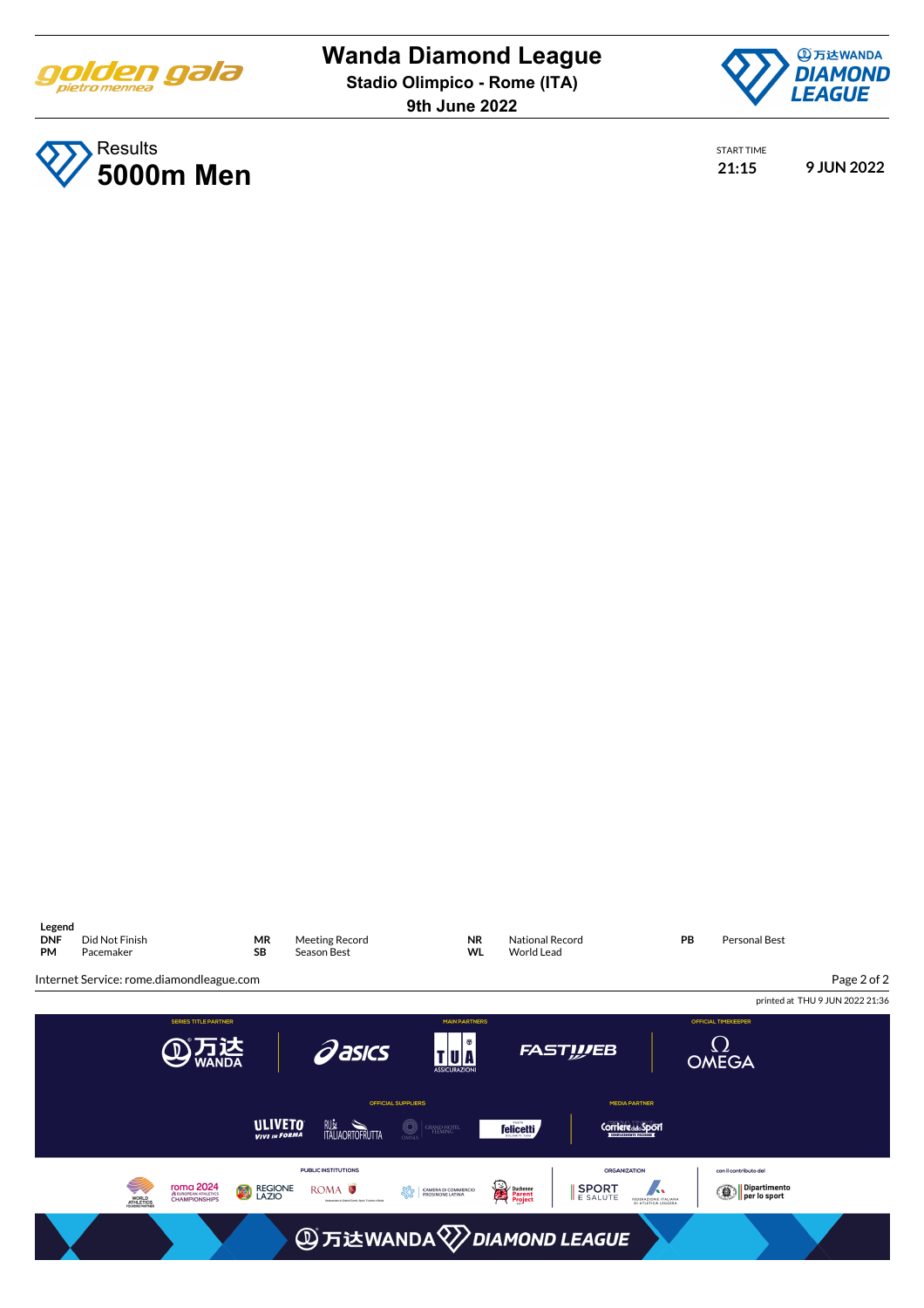# Wanda Diamond League

**Stadio Olimpico - Rome (ITA)**

**9th June 2022**

Results

## 5000m Men

START TIME

**21:15** **9 JUN 2022**

**Legend**

| | | | | | | | |
|---|---|---|---|---|---|---|---|
| **DNF** | Did Not Finish | **MR** | Meeting Record | **NR** | National Record | **PB** | Personal Best |
| **PM** | Pacemaker | **SB** | Season Best | **WL** | World Lead | | |

Internet Service: rome.diamondleague.com

printed at THU 9 JUN 2022 21:36